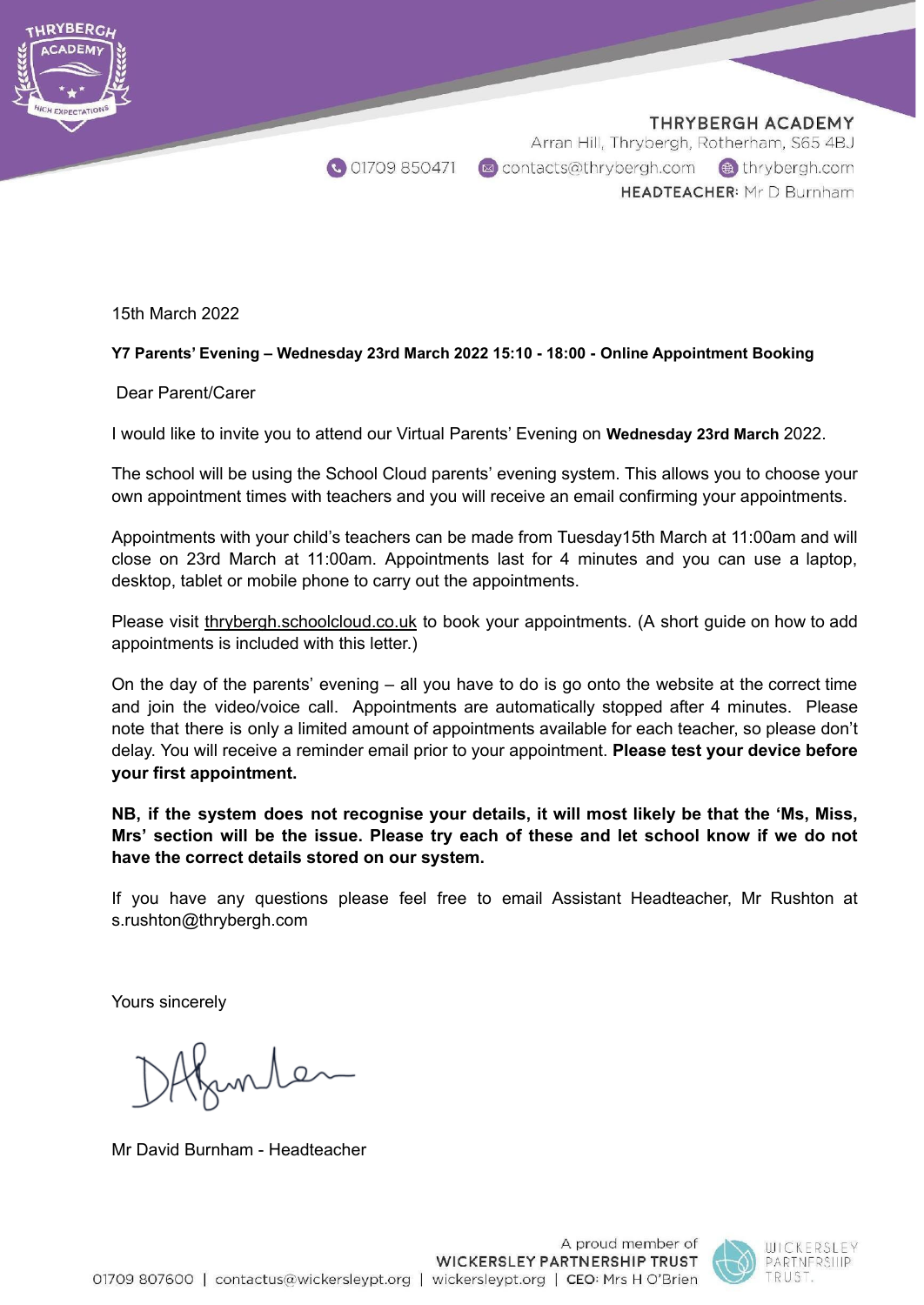THRYBERGH ACADEMY
Arran Hill, Thrybergh, Rotherham, S65 4BJ
01709 850471 | contacts@thrybergh.com | thrybergh.com
HEADTEACHER: Mr D Burnham

15th March 2022

**Y7 Parents' Evening – Wednesday 23rd March 2022 15:10 - 18:00 - Online Appointment Booking**

Dear Parent/Carer

I would like to invite you to attend our Virtual Parents' Evening on **Wednesday 23rd March** 2022.

The school will be using the School Cloud parents' evening system. This allows you to choose your own appointment times with teachers and you will receive an email confirming your appointments.

Appointments with your child's teachers can be made from Tuesday15th March at 11:00am and will close on 23rd March at 11:00am. Appointments last for 4 minutes and you can use a laptop, desktop, tablet or mobile phone to carry out the appointments.

Please visit thrybergh.schoolcloud.co.uk to book your appointments. (A short guide on how to add appointments is included with this letter.)

On the day of the parents' evening – all you have to do is go onto the website at the correct time and join the video/voice call. Appointments are automatically stopped after 4 minutes. Please note that there is only a limited amount of appointments available for each teacher, so please don't delay. You will receive a reminder email prior to your appointment. **Please test your device before your first appointment.**

**NB, if the system does not recognise your details, it will most likely be that the 'Ms, Miss, Mrs' section will be the issue. Please try each of these and let school know if we do not have the correct details stored on our system.**

If you have any questions please feel free to email Assistant Headteacher, Mr Rushton at s.rushton@thrybergh.com

Yours sincerely

Mr David Burnham - Headteacher

A proud member of WICKERSLEY PARTNERSHIP TRUST
01709 807600 | contactus@wickersleypt.org | wickersleypt.org | CEO: Mrs H O'Brien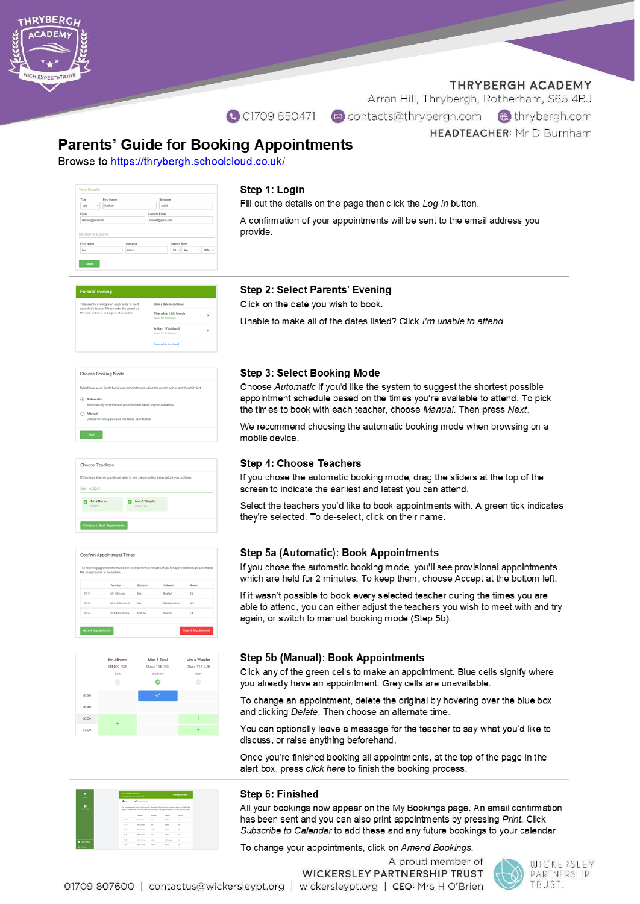THRYBERGH ACADEMY
Arran Hill, Thrybergh, Rotherham, S65 4BJ
01709 850471 contacts@thrybergh.com thrybergh.com
HEADTEACHER: Mr D Burnham

# Parents' Guide for Booking Appointments

Browse to [https://thrybergh.schoolcloud.co.uk/](https://thrybergh.schoolcloud.co.uk/)

## Step 1: Login

Fill out the details on the page then click the *Log In* button.

A confirmation of your appointments will be sent to the email address you provide.

## Step 2: Select Parents' Evening

Click on the date you wish to book.

Unable to make all of the dates listed? Click *I'm unable to attend*.

## Step 3: Select Booking Mode

Choose *Automatic* if you'd like the system to suggest the shortest possible appointment schedule based on the times you're available to attend. To pick the times to book with each teacher, choose *Manual*. Then press *Next*.

We recommend choosing the automatic booking mode when browsing on a mobile device.

## Step 4: Choose Teachers

If you chose the automatic booking mode, drag the sliders at the top of the screen to indicate the earliest and latest you can attend.

Select the teachers you'd like to book appointments with. A green tick indicates they're selected. To de-select, click on their name.

## Step 5a (Automatic): Book Appointments

If you chose the automatic booking mode, you'll see provisional appointments which are held for 2 minutes. To keep them, choose Accept at the bottom left.

If it wasn't possible to book every selected teacher during the times you are able to attend, you can either adjust the teachers you wish to meet with and try again, or switch to manual booking mode (Step 5b).

## Step 5b (Manual): Book Appointments

Click any of the green cells to make an appointment. Blue cells signify where you already have an appointment. Grey cells are unavailable.

To change an appointment, delete the original by hovering over the blue box and clicking *Delete*. Then choose an alternate time.

You can optionally leave a message for the teacher to say what you'd like to discuss, or raise anything beforehand.

Once you're finished booking all appointments, at the top of the page in the alert box, press *click here* to finish the booking process.

## Step 6: Finished

All your bookings now appear on the My Bookings page. An email confirmation has been sent and you can also print appointments by pressing *Print*. Click *Subscribe to Calendar* to add these and any future bookings to your calendar.

To change your appointments, click on *Amend Bookings*.

A proud member of
WICKERSLEY PARTNERSHIP TRUST
01709 807600 | contactus@wickersleypt.org | wickersleypt.org | CEO: Mrs H O'Brien